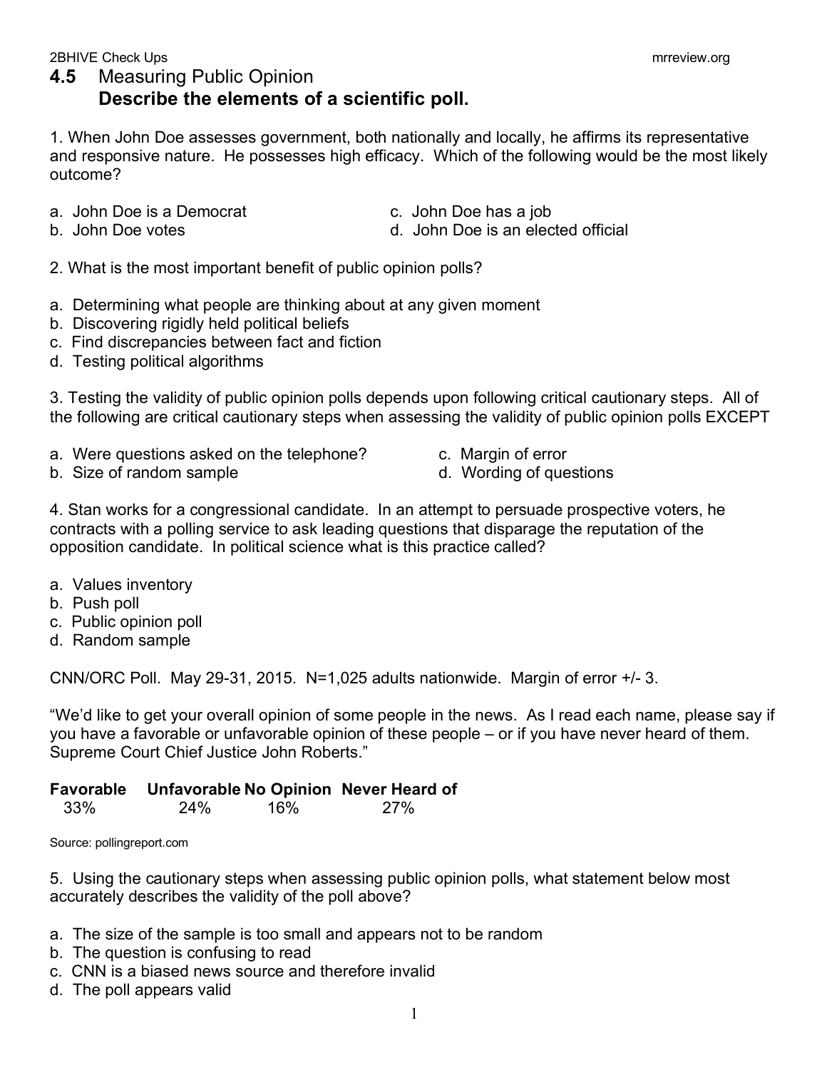## 4.5 Measuring Public Opinion
### Describe the elements of a scientific poll.

1. When John Doe assesses government, both nationally and locally, he affirms its representative and responsive nature. He possesses high efficacy. Which of the following would be the most likely outcome?

a. John Doe is a Democrat
b. John Doe votes
c. John Doe has a job
d. John Doe is an elected official

2. What is the most important benefit of public opinion polls?

a. Determining what people are thinking about at any given moment
b. Discovering rigidly held political beliefs
c. Find discrepancies between fact and fiction
d. Testing political algorithms

3. Testing the validity of public opinion polls depends upon following critical cautionary steps. All of the following are critical cautionary steps when assessing the validity of public opinion polls EXCEPT

a. Were questions asked on the telephone?
b. Size of random sample
c. Margin of error
d. Wording of questions

4. Stan works for a congressional candidate. In an attempt to persuade prospective voters, he contracts with a polling service to ask leading questions that disparage the reputation of the opposition candidate. In political science what is this practice called?

a. Values inventory
b. Push poll
c. Public opinion poll
d. Random sample

CNN/ORC Poll. May 29-31, 2015. N=1,025 adults nationwide. Margin of error +/- 3.

"We'd like to get your overall opinion of some people in the news. As I read each name, please say if you have a favorable or unfavorable opinion of these people – or if you have never heard of them. Supreme Court Chief Justice John Roberts."

| Favorable | Unfavorable | No Opinion | Never Heard of |
|---|---|---|---|
| 33% | 24% | 16% | 27% |

Source: pollingreport.com

5. Using the cautionary steps when assessing public opinion polls, what statement below most accurately describes the validity of the poll above?

a. The size of the sample is too small and appears not to be random
b. The question is confusing to read
c. CNN is a biased news source and therefore invalid
d. The poll appears valid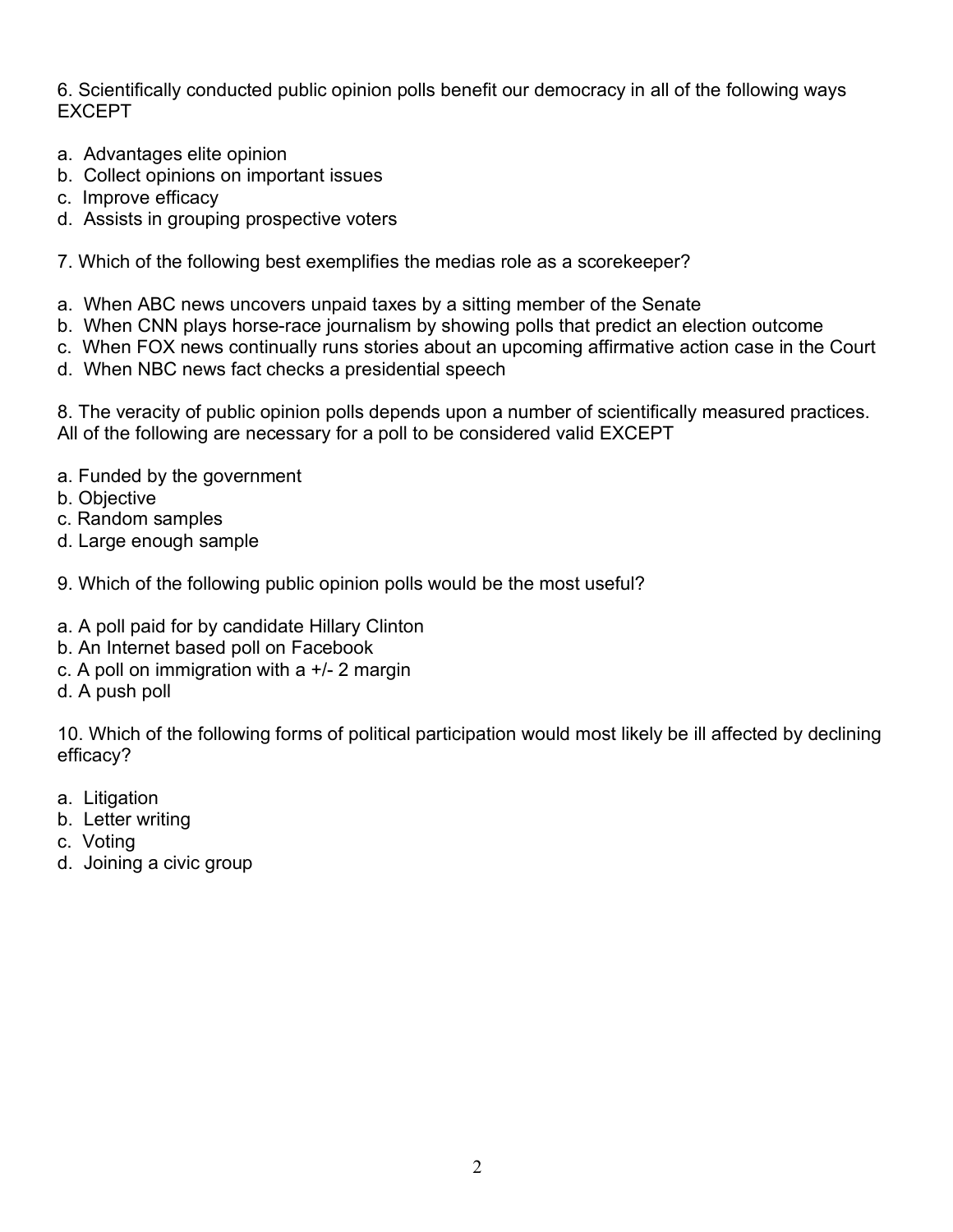6. Scientifically conducted public opinion polls benefit our democracy in all of the following ways EXCEPT

a. Advantages elite opinion
b. Collect opinions on important issues
c. Improve efficacy
d. Assists in grouping prospective voters

7. Which of the following best exemplifies the medias role as a scorekeeper?

a. When ABC news uncovers unpaid taxes by a sitting member of the Senate
b. When CNN plays horse-race journalism by showing polls that predict an election outcome
c. When FOX news continually runs stories about an upcoming affirmative action case in the Court
d. When NBC news fact checks a presidential speech

8. The veracity of public opinion polls depends upon a number of scientifically measured practices. All of the following are necessary for a poll to be considered valid EXCEPT

a. Funded by the government
b. Objective
c. Random samples
d. Large enough sample

9. Which of the following public opinion polls would be the most useful?

a. A poll paid for by candidate Hillary Clinton
b. An Internet based poll on Facebook
c. A poll on immigration with a +/- 2 margin
d. A push poll

10. Which of the following forms of political participation would most likely be ill affected by declining efficacy?

a. Litigation
b. Letter writing
c. Voting
d. Joining a civic group